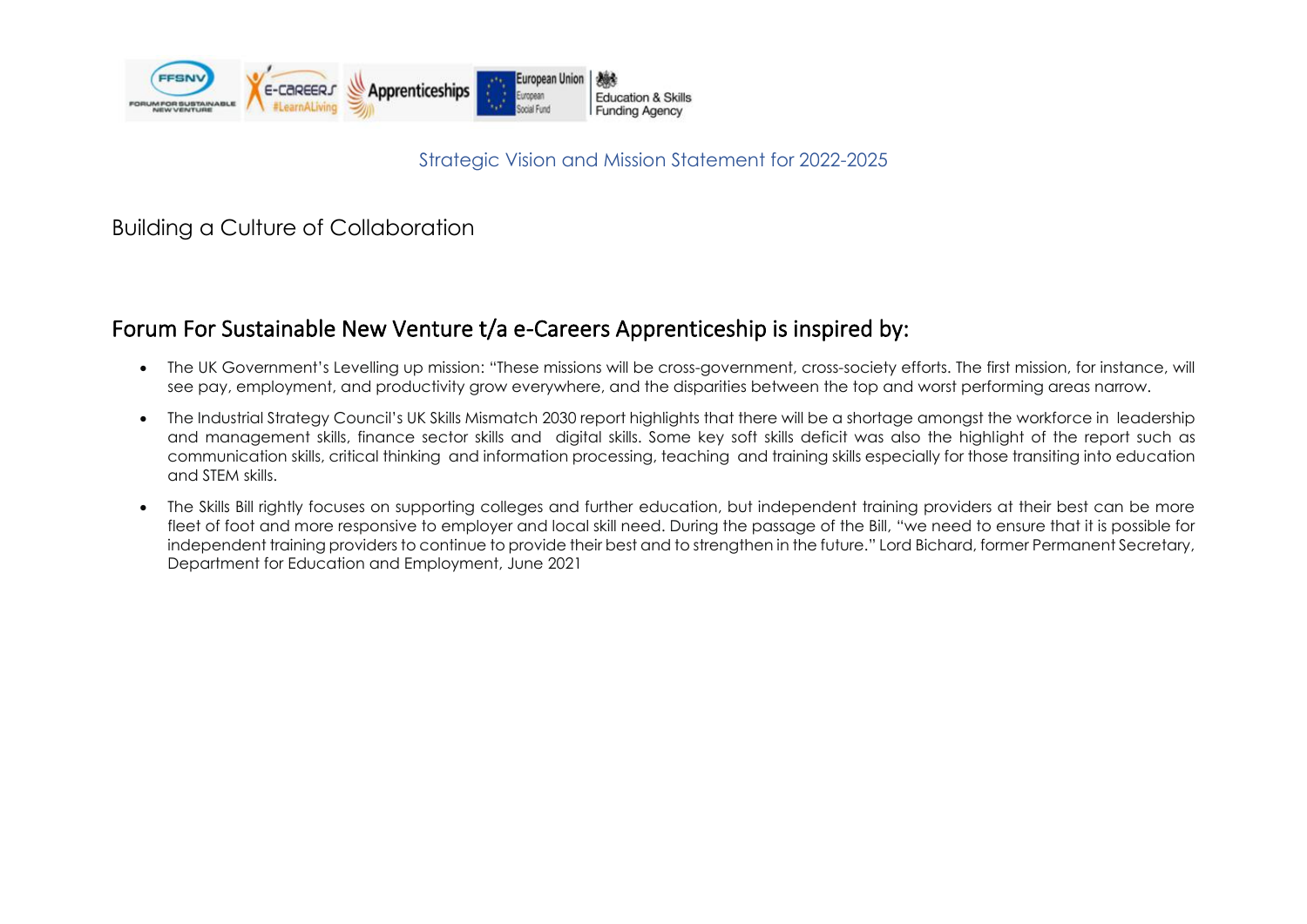Strategic Vision and Mission Statement for 2022-2025

# Building a Culture of Collaboration

## Forum For Sustainable New Venture t/a e-Careers Apprenticeship is inspired by:

- The UK Government's Levelling up mission: "These missions will be cross-government, cross-society efforts. The first mission, for instance, will see pay, employment, and productivity grow everywhere, and the disparities between the top and worst performing areas narrow.
- The Industrial Strategy Council's UK Skills Mismatch 2030 report highlights that there will be a shortage amongst the workforce in leadership and management skills, finance sector skills and digital skills. Some key soft skills deficit was also the highlight of the report such as communication skills, critical thinking and information processing, teaching and training skills especially for those transiting into education and STEM skills.
- The Skills Bill rightly focuses on supporting colleges and further education, but independent training providers at their best can be more fleet of foot and more responsive to employer and local skill need. During the passage of the Bill, "we need to ensure that it is possible for independent training providers to continue to provide their best and to strengthen in the future." Lord Bichard, former Permanent Secretary, Department for Education and Employment, June 2021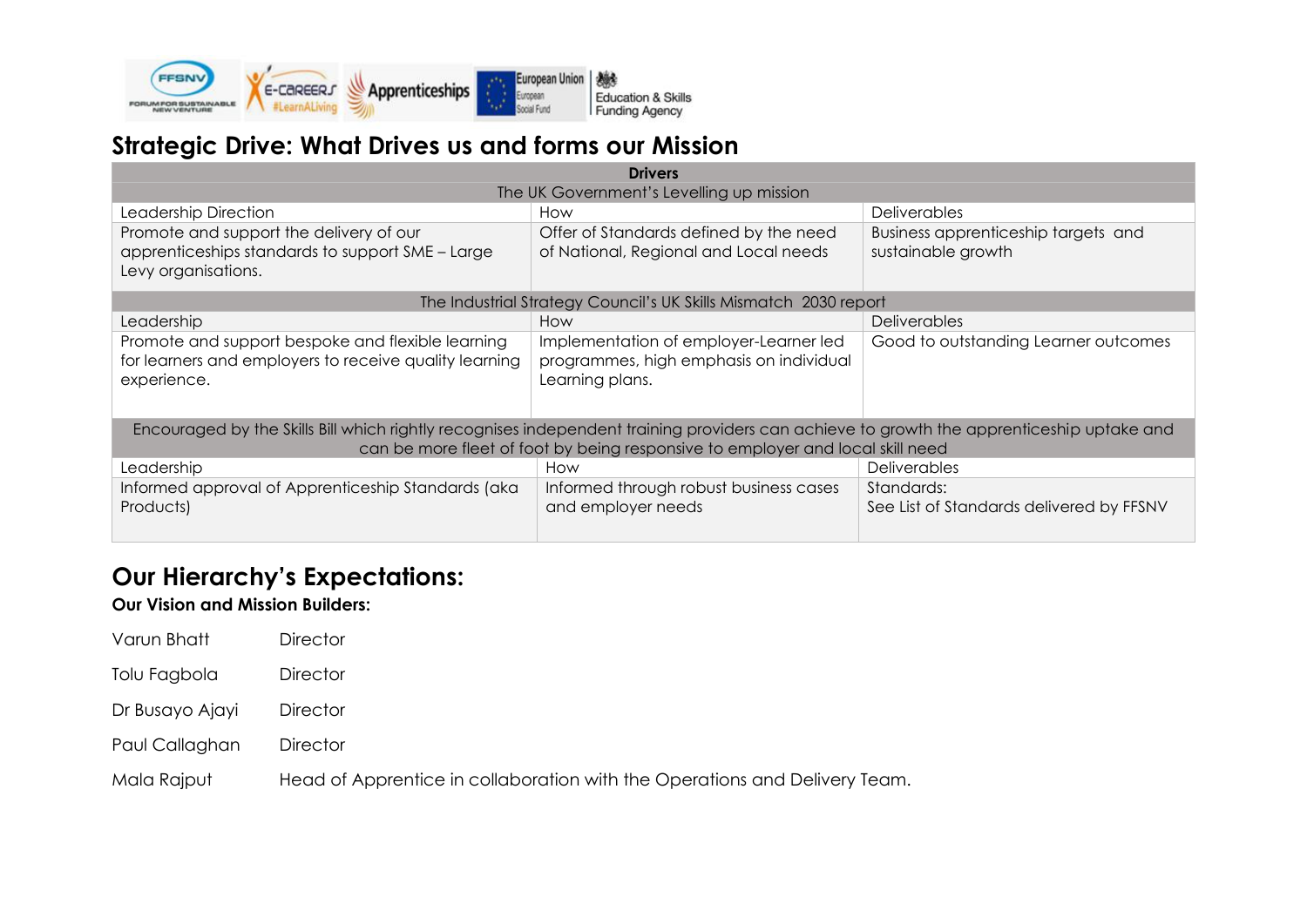## Strategic Drive: What Drives us and forms our Mission

| **Drivers** | | |
|---|---|---|
| The UK Government's Levelling up mission | | |
| Leadership Direction | How | Deliverables |
| Promote and support the delivery of our apprenticeships standards to support SME – Large Levy organisations. | Offer of Standards defined by the need of National, Regional and Local needs | Business apprenticeship targets and sustainable growth |
| The Industrial Strategy Council's UK Skills Mismatch 2030 report | | |
| Leadership | How | Deliverables |
| Promote and support bespoke and flexible learning for learners and employers to receive quality learning experience. | Implementation of employer-Learner led programmes, high emphasis on individual Learning plans. | Good to outstanding Learner outcomes |
| Encouraged by the Skills Bill which rightly recognises independent training providers can achieve to growth the apprenticeship uptake and can be more fleet of foot by being responsive to employer and local skill need | | |
| Leadership | How | Deliverables |
| Informed approval of Apprenticeship Standards (aka Products) | Informed through robust business cases and employer needs | Standards: See List of Standards delivered by FFSNV |

## Our Hierarchy's Expectations:

**Our Vision and Mission Builders:**

Varun Bhatt Director

Tolu Fagbola Director

Dr Busayo Ajayi Director

Paul Callaghan Director

Mala Rajput Head of Apprentice in collaboration with the Operations and Delivery Team.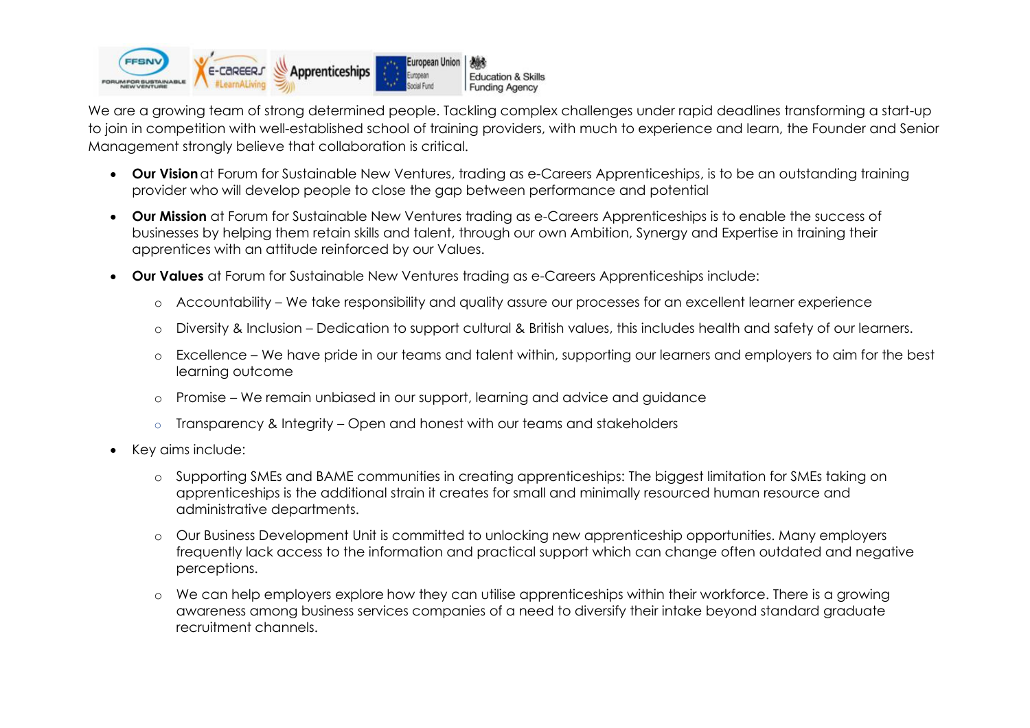We are a growing team of strong determined people. Tackling complex challenges under rapid deadlines transforming a start-up to join in competition with well-established school of training providers, with much to experience and learn, the Founder and Senior Management strongly believe that collaboration is critical.

- **Our Vision** at Forum for Sustainable New Ventures, trading as e-Careers Apprenticeships, is to be an outstanding training provider who will develop people to close the gap between performance and potential
- **Our Mission** at Forum for Sustainable New Ventures trading as e-Careers Apprenticeships is to enable the success of businesses by helping them retain skills and talent, through our own Ambition, Synergy and Expertise in training their apprentices with an attitude reinforced by our Values.
- **Our Values** at Forum for Sustainable New Ventures trading as e-Careers Apprenticeships include:
  - Accountability – We take responsibility and quality assure our processes for an excellent learner experience
  - Diversity & Inclusion – Dedication to support cultural & British values, this includes health and safety of our learners.
  - Excellence – We have pride in our teams and talent within, supporting our learners and employers to aim for the best learning outcome
  - Promise – We remain unbiased in our support, learning and advice and guidance
  - Transparency & Integrity – Open and honest with our teams and stakeholders
- Key aims include:
  - Supporting SMEs and BAME communities in creating apprenticeships: The biggest limitation for SMEs taking on apprenticeships is the additional strain it creates for small and minimally resourced human resource and administrative departments.
  - Our Business Development Unit is committed to unlocking new apprenticeship opportunities. Many employers frequently lack access to the information and practical support which can change often outdated and negative perceptions.
  - We can help employers explore how they can utilise apprenticeships within their workforce. There is a growing awareness among business services companies of a need to diversify their intake beyond standard graduate recruitment channels.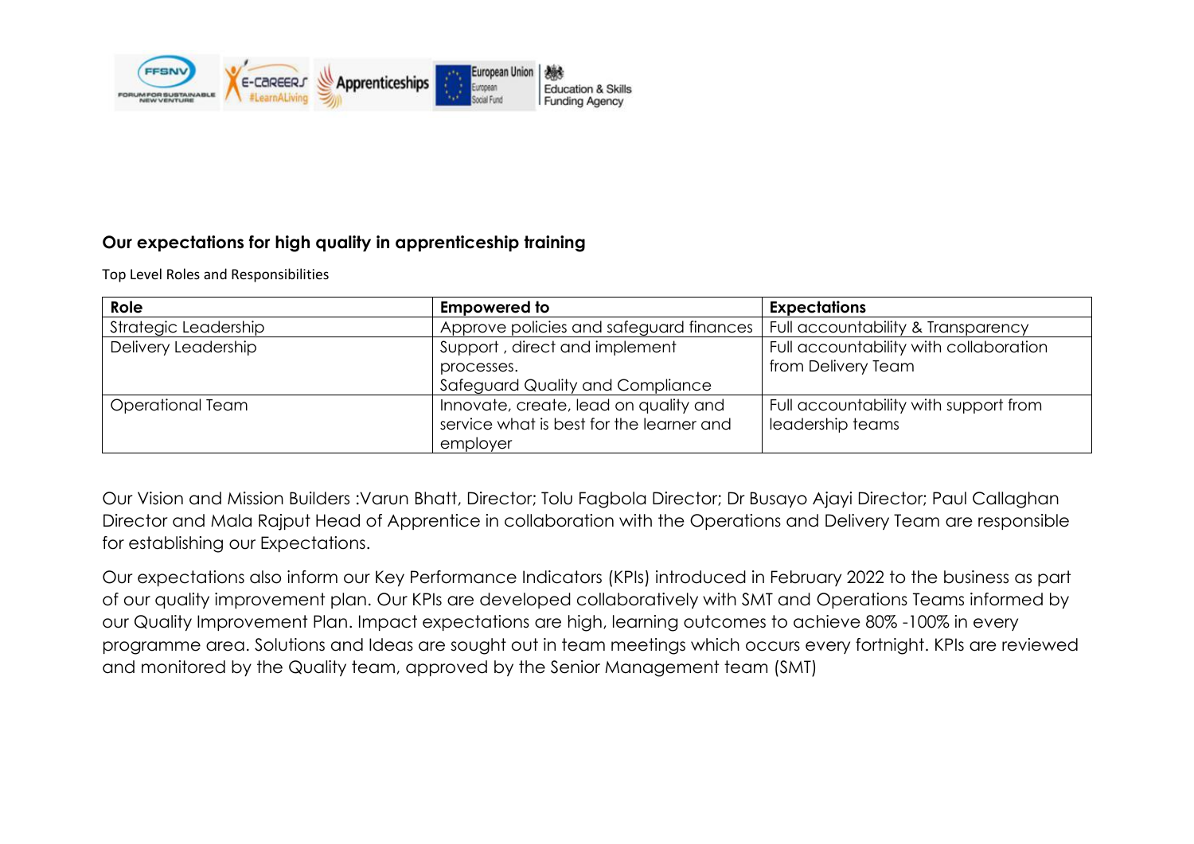## Our expectations for high quality in apprenticeship training

Top Level Roles and Responsibilities

| Role | Empowered to | Expectations |
| --- | --- | --- |
| Strategic Leadership | Approve policies and safeguard finances | Full accountability & Transparency |
| Delivery Leadership | Support , direct and implement processes.<br>Safeguard Quality and Compliance | Full accountability with collaboration from Delivery Team |
| Operational Team | Innovate, create, lead on quality and service what is best for the learner and employer | Full accountability with support from leadership teams |

Our Vision and Mission Builders :Varun Bhatt, Director; Tolu Fagbola Director; Dr Busayo Ajayi Director; Paul Callaghan Director and Mala Rajput Head of Apprentice in collaboration with the Operations and Delivery Team are responsible for establishing our Expectations.

Our expectations also inform our Key Performance Indicators (KPIs) introduced in February 2022 to the business as part of our quality improvement plan. Our KPIs are developed collaboratively with SMT and Operations Teams informed by our Quality Improvement Plan. Impact expectations are high, learning outcomes to achieve 80% -100% in every programme area. Solutions and Ideas are sought out in team meetings which occurs every fortnight. KPIs are reviewed and monitored by the Quality team, approved by the Senior Management team (SMT)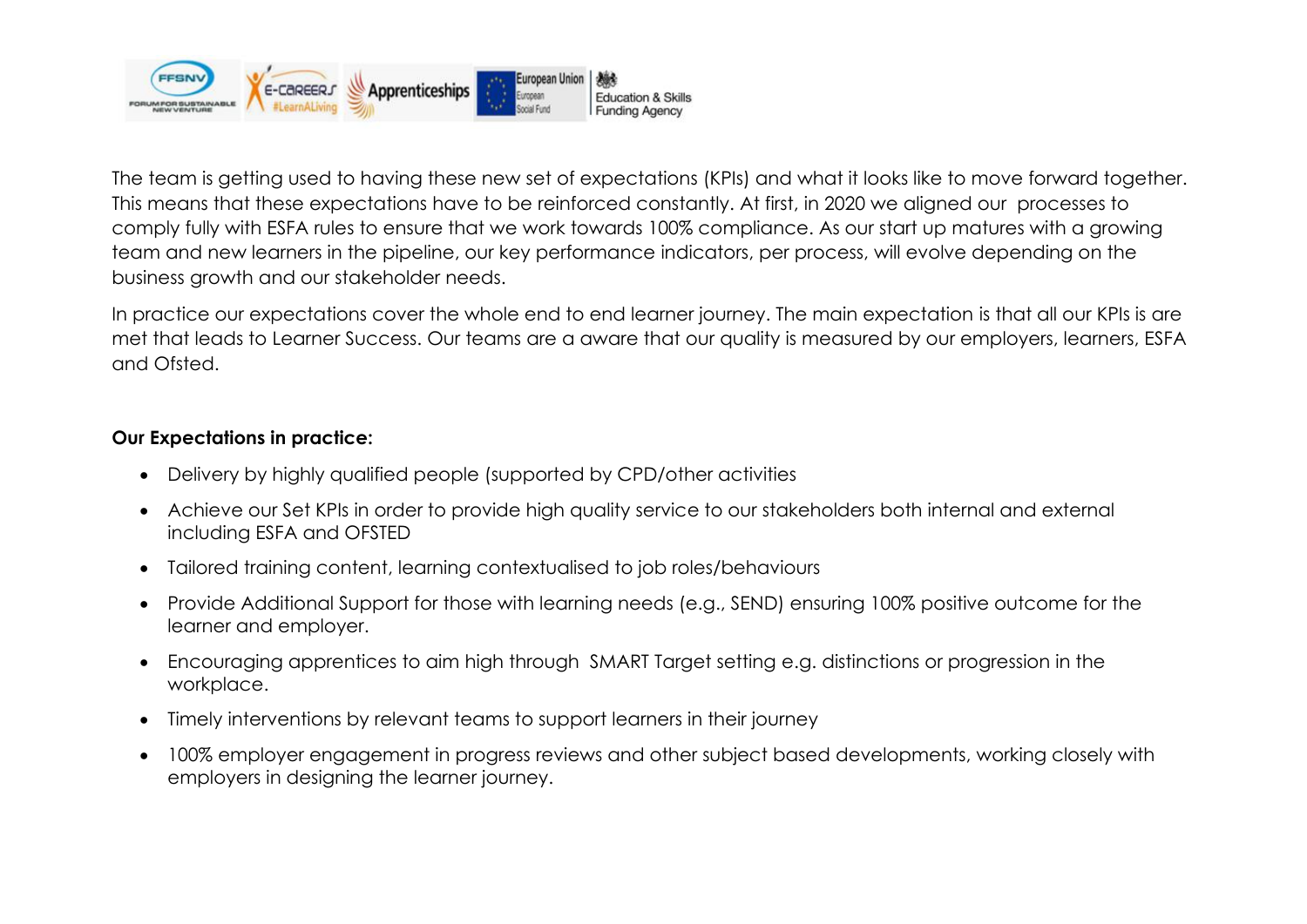The team is getting used to having these new set of expectations (KPIs) and what it looks like to move forward together. This means that these expectations have to be reinforced constantly. At first, in 2020 we aligned our processes to comply fully with ESFA rules to ensure that we work towards 100% compliance. As our start up matures with a growing team and new learners in the pipeline, our key performance indicators, per process, will evolve depending on the business growth and our stakeholder needs.

In practice our expectations cover the whole end to end learner journey. The main expectation is that all our KPIs is are met that leads to Learner Success. Our teams are a aware that our quality is measured by our employers, learners, ESFA and Ofsted.

**Our Expectations in practice:**

- Delivery by highly qualified people (supported by CPD/other activities
- Achieve our Set KPIs in order to provide high quality service to our stakeholders both internal and external including ESFA and OFSTED
- Tailored training content, learning contextualised to job roles/behaviours
- Provide Additional Support for those with learning needs (e.g., SEND) ensuring 100% positive outcome for the learner and employer.
- Encouraging apprentices to aim high through SMART Target setting e.g. distinctions or progression in the workplace.
- Timely interventions by relevant teams to support learners in their journey
- 100% employer engagement in progress reviews and other subject based developments, working closely with employers in designing the learner journey.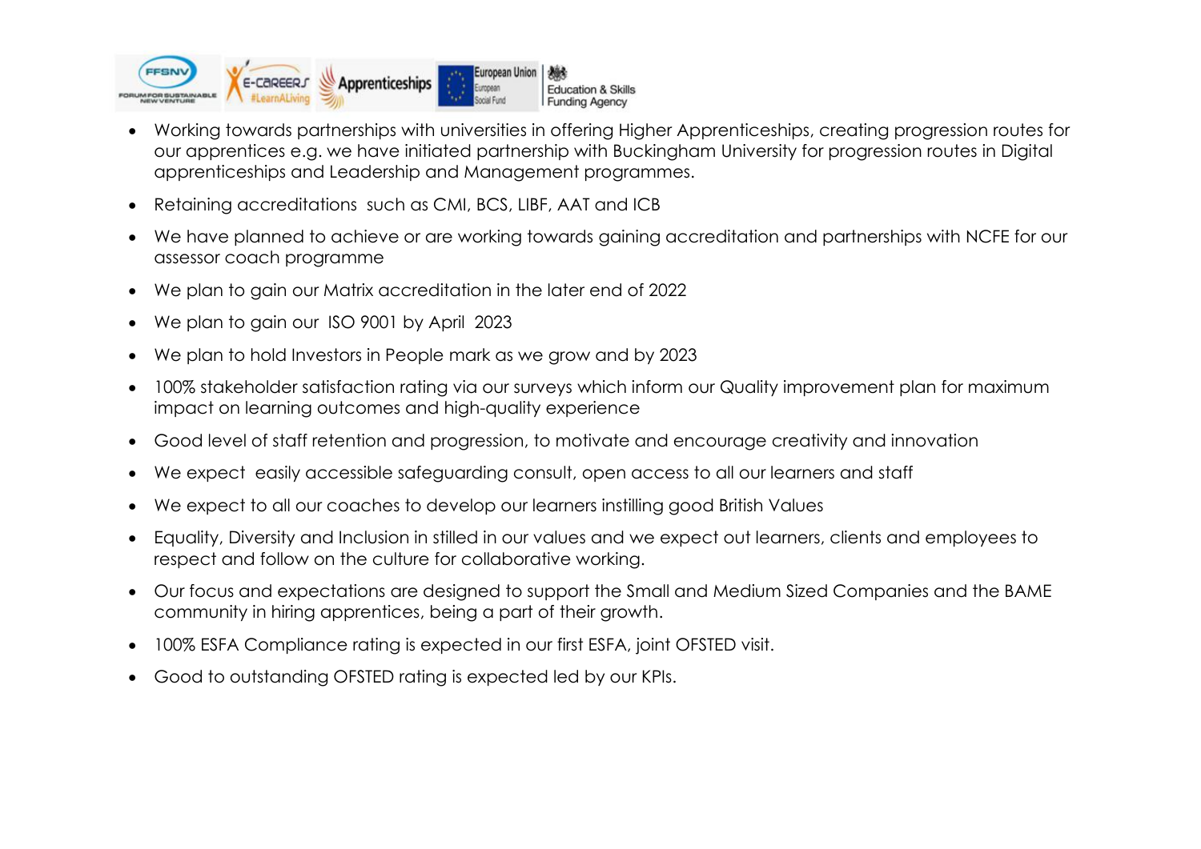- Working towards partnerships with universities in offering Higher Apprenticeships, creating progression routes for our apprentices e.g. we have initiated partnership with Buckingham University for progression routes in Digital apprenticeships and Leadership and Management programmes.
- Retaining accreditations such as CMI, BCS, LIBF, AAT and ICB
- We have planned to achieve or are working towards gaining accreditation and partnerships with NCFE for our assessor coach programme
- We plan to gain our Matrix accreditation in the later end of 2022
- We plan to gain our ISO 9001 by April 2023
- We plan to hold Investors in People mark as we grow and by 2023
- 100% stakeholder satisfaction rating via our surveys which inform our Quality improvement plan for maximum impact on learning outcomes and high-quality experience
- Good level of staff retention and progression, to motivate and encourage creativity and innovation
- We expect easily accessible safeguarding consult, open access to all our learners and staff
- We expect to all our coaches to develop our learners instilling good British Values
- Equality, Diversity and Inclusion in stilled in our values and we expect out learners, clients and employees to respect and follow on the culture for collaborative working.
- Our focus and expectations are designed to support the Small and Medium Sized Companies and the BAME community in hiring apprentices, being a part of their growth.
- 100% ESFA Compliance rating is expected in our first ESFA, joint OFSTED visit.
- Good to outstanding OFSTED rating is expected led by our KPIs.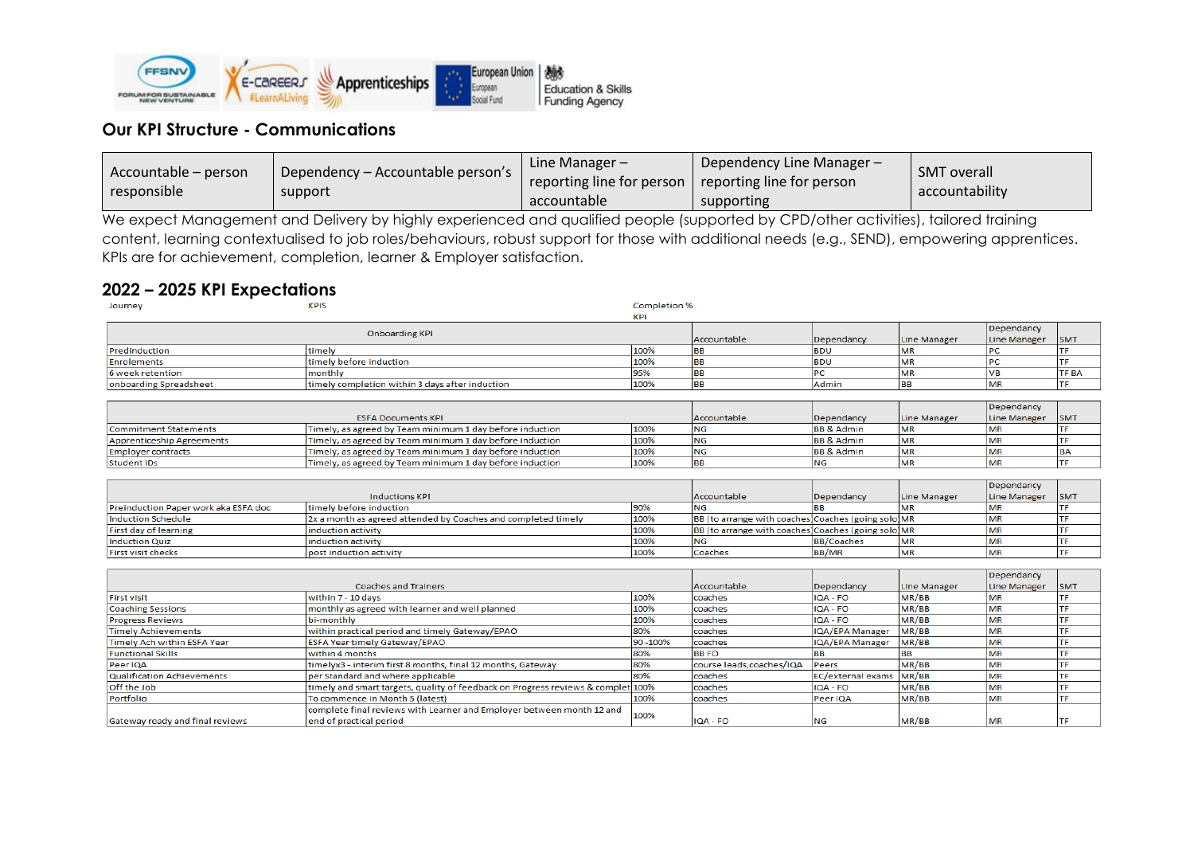## Our KPI Structure - Communications

| Accountable – person responsible | Dependency – Accountable person's support | Line Manager – reporting line for person accountable | Dependency Line Manager – reporting line for person supporting | SMT overall accountability |
|---|---|---|---|---|

We expect Management and Delivery by highly experienced and qualified people (supported by CPD/other activities), tailored training content, learning contextualised to job roles/behaviours, robust support for those with additional needs (e.g., SEND), empowering apprentices. KPIs are for achievement, completion, learner & Employer satisfaction.

## 2022 – 2025 KPI Expectations

| Journey | KPIS | Completion % KPI | | | | | |
|---|---|---|---|---|---|---|---|
| Onboarding KPI | | | Accountable | Dependancy | Line Manager | Dependancy Line Manager | SMT |
| Predinduction | timely | 100% | BB | BDU | MR | PC | TF |
| Enrolements | timely before induction | 100% | BB | BDU | MR | PC | TF |
| 6 week retention | monthly | 95% | BB | PC | MR | VB | TF BA |
| onboarding Spreadsheet | timely completion within 3 days after induction | 100% | BB | Admin | BB | MR | TF |

| ESFA Documents KPI | | | Accountable | Dependancy | Line Manager | Dependancy Line Manager | SMT |
|---|---|---|---|---|---|---|---|
| Commitment Statements | Timely, as agreed by Team minimum 1 day before induction | 100% | NG | BB & Admin | MR | MR | TF |
| Apprenticeship Agreements | Timely, as agreed by Team minimum 1 day before induction | 100% | NG | BB & Admin | MR | MR | TF |
| Employer contracts | Timely, as agreed by Team minimum 1 day before induction | 100% | NG | BB & Admin | MR | MR | BA |
| Student IDs | Timely, as agreed by Team minimum 1 day before induction | 100% | BB | NG | MR | MR | TF |

| Inductions KPI | | | Accountable | Dependancy | Line Manager | Dependancy Line Manager | SMT |
|---|---|---|---|---|---|---|---|
| Preinduction Paper work aka ESFA doc | timely before induction | 90% | NG | BB | MR | MR | TF |
| Induction Schedule | 2x a month as agreed attended by Coaches and completed timely | 100% | BB (to arrange with coaches | Coaches (going solo | MR | MR | TF |
| First day of learning | induction activity | 100% | BB (to arrange with coaches | Coaches (going solo | MR | MR | TF |
| Induction Quiz | induction activity | 100% | NG | BB/Coaches | MR | MR | TF |
| First visit checks | post induction activity | 100% | Coaches | BB/MR | MR | MR | TF |

| Coaches and Trainers | | | Accountable | Dependancy | Line Manager | Dependancy Line Manager | SMT |
|---|---|---|---|---|---|---|---|
| First visit | within 7 - 10 days | 100% | coaches | IQA - FO | MR/BB | MR | TF |
| Coaching Sessions | monthly as agreed with learner and well planned | 100% | coaches | IQA - FO | MR/BB | MR | TF |
| Progress Reviews | bi-monthly | 100% | coaches | IQA - FO | MR/BB | MR | TF |
| Timely Achievements | within practical period and timely Gateway/EPAO | 80% | coaches | IQA/EPA Manager | MR/BB | MR | TF |
| Timely Ach within ESFA Year | ESFA Year timely Gateway/EPAO | 90 -100% | coaches | IQA/EPA Manager | MR/BB | MR | TF |
| Functional Skills | within 4 months | 80% | BB FO | BB | BB | MR | TF |
| Peer IQA | timelyx3 - interim first 8 months, final 12 months, Gateway | 80% | course leads,coaches/IQA | Peers | MR/BB | MR | TF |
| Qualification Achievements | per Standard and where applicable | 80% | coaches | EC/external exams | MR/BB | MR | TF |
| Off the Job | timely and smart targets, quality of feedback on Progress reviews & complet | 100% | coaches | IQA - FO | MR/BB | MR | TF |
| Portfolio | To commence in Month 5 (latest) | 100% | coaches | Peer IQA | MR/BB | MR | TF |
| Gateway ready and final reviews | complete final reviews with Learner and Employer between month 12 and end of practical period | 100% | IQA - FO | NG | MR/BB | MR | TF |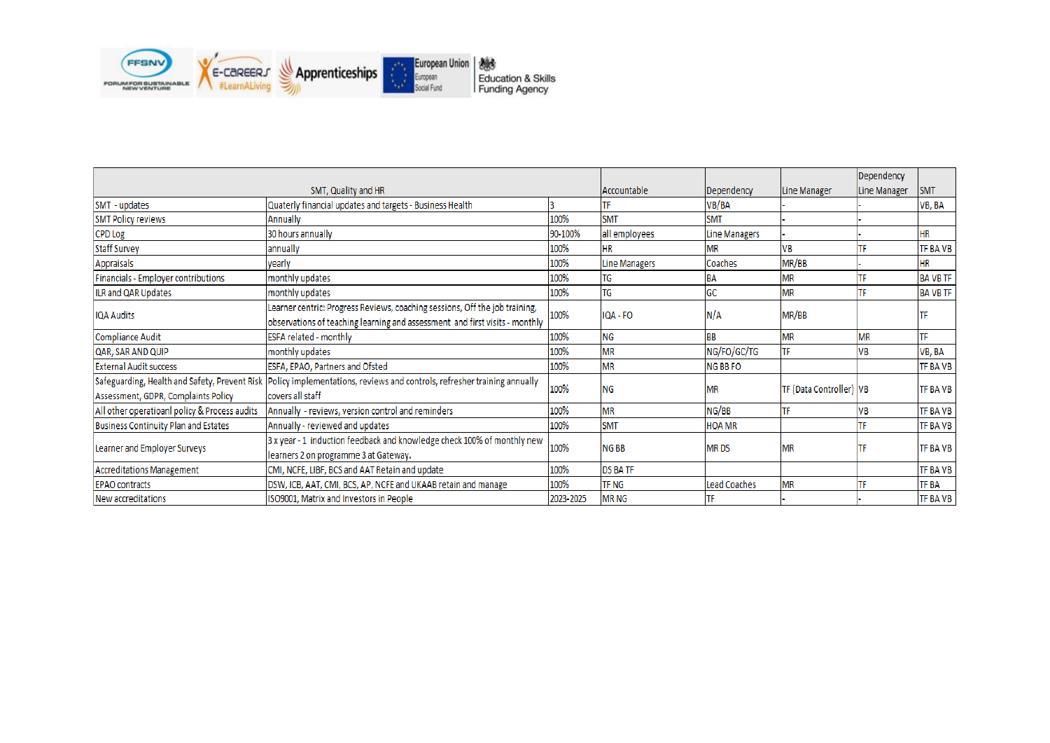| SMT, Quality and HR | | | Accountable | Dependency | Line Manager | Dependency Line Manager | SMT |
|---|---|---|---|---|---|---|---|
| SMT - updates | Quaterly financial updates and targets - Business Health | 3 | TF | VB/BA | - | - | VB, BA |
| SMT Policy reviews | Annually | 100% | SMT | SMT | - | - | |
| CPD Log | 30 hours annually | 90-100% | all employees | Line Managers | - | - | HR |
| Staff Survey | annually | 100% | HR | MR | VB | TF | TF BA VB |
| Appraisals | yearly | 100% | Line Managers | Coaches | MR/BB | - | HR |
| Financials - Employer contributions | monthly updates | 100% | TG | BA | MR | TF | BA VB TF |
| ILR and QAR Updates | monthly updates | 100% | TG | GC | MR | TF | BA VB TF |
| IQA Audits | Learner centric: Progress Reviews, coaching sessions, Off the job training, observations of teaching learning and assessment and first visits - monthly | 100% | IQA - FO | N/A | MR/BB | | TF |
| Compliance Audit | ESFA related - monthly | 100% | NG | BB | MR | MR | TF |
| QAR, SAR AND QUIP | monthly updates | 100% | MR | NG/FO/GC/TG | TF | VB | VB, BA |
| External Audit success | ESFA, EPAO, Partners and Ofsted | 100% | MR | NG BB FO | | | TF BA VB |
| Safeguarding, Health and Safety, Prevent Risk Assessment, GDPR, Complaints Policy | Policy implementations, reviews and controls, refresher training annually covers all staff | 100% | NG | MR | TF (Data Controller) | VB | TF BA VB |
| All other operatioanl policy & Process audits | Annually - reviews, version control and reminders | 100% | MR | NG/BB | TF | VB | TF BA VB |
| Business Continuity Plan and Estates | Annually - reviewed and updates | 100% | SMT | HOA MR | | TF | TF BA VB |
| Learner and Employer Surveys | 3 x year - 1 induction feedback and knowledge check 100% of monthly new learners 2 on programme 3 at Gateway. | 100% | NG BB | MR DS | MR | TF | TF BA VB |
| Accreditations Management | CMI, NCFE, LIBF, BCS and AAT Retain and update | 100% | DS BA TF | | | | TF BA VB |
| EPAO contracts | DSW, ICB, AAT, CMI, BCS, AP, NCFE and UKAAB retain and manage | 100% | TF NG | Lead Coaches | MR | TF | TF BA |
| New accreditations | ISO9001, Matrix and Investors in People | 2023-2025 | MR NG | TF | - | - | TF BA VB |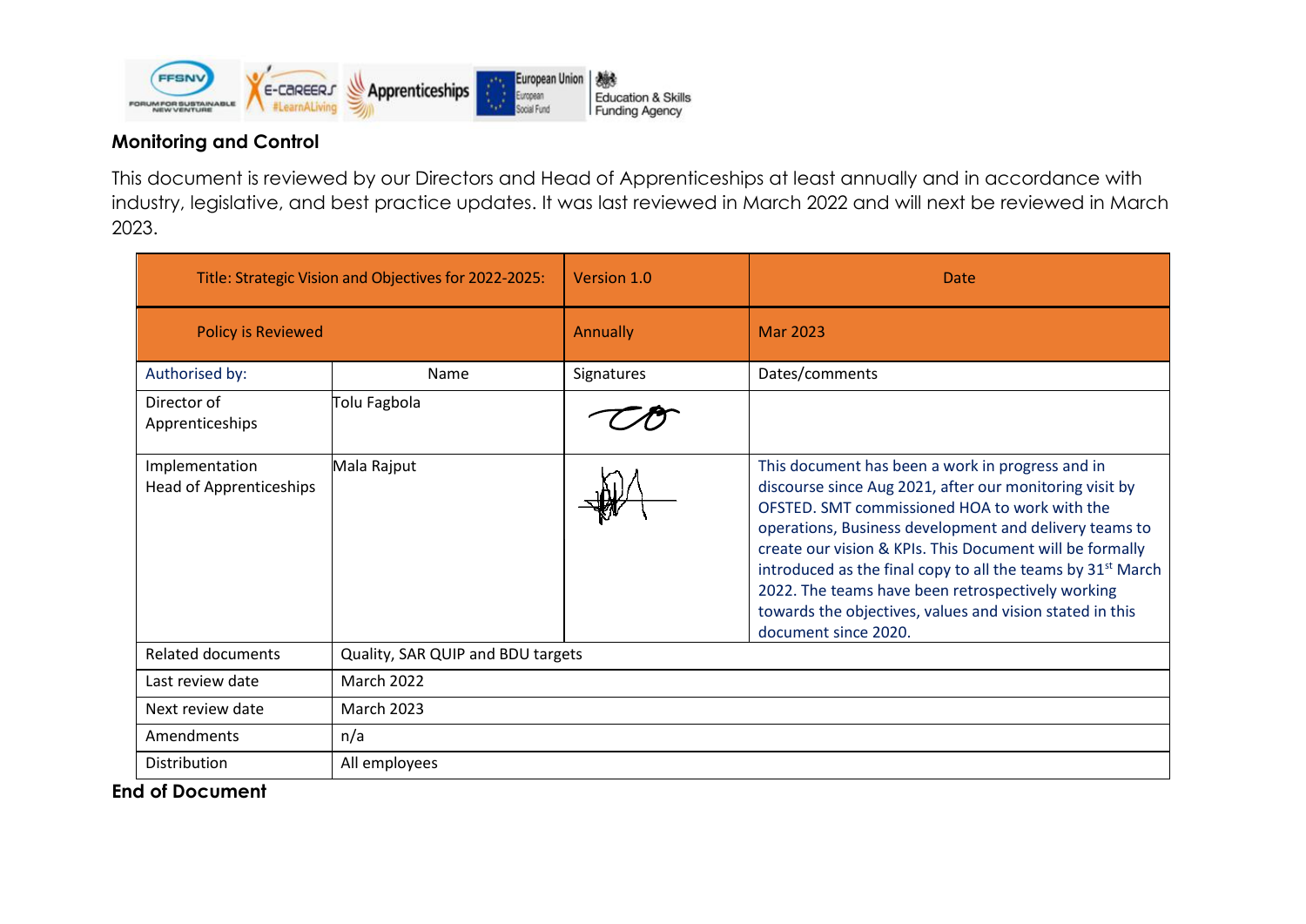## Monitoring and Control

This document is reviewed by our Directors and Head of Apprenticeships at least annually and in accordance with industry, legislative, and best practice updates. It was last reviewed in March 2022 and will next be reviewed in March 2023.

| Title: Strategic Vision and Objectives for 2022-2025: | | Version 1.0 | Date |
|---|---|---|---|
| Policy is Reviewed | | Annually | Mar 2023 |
| Authorised by: | Name | Signatures | Dates/comments |
| Director of Apprenticeships | Tolu Fagbola | | |
| Implementation Head of Apprenticeships | Mala Rajput | | This document has been a work in progress and in discourse since Aug 2021, after our monitoring visit by OFSTED. SMT commissioned HOA to work with the operations, Business development and delivery teams to create our vision & KPIs. This Document will be formally introduced as the final copy to all the teams by 31st March 2022. The teams have been retrospectively working towards the objectives, values and vision stated in this document since 2020. |
| Related documents | Quality, SAR QUIP and BDU targets | | |
| Last review date | March 2022 | | |
| Next review date | March 2023 | | |
| Amendments | n/a | | |
| Distribution | All employees | | |

**End of Document**